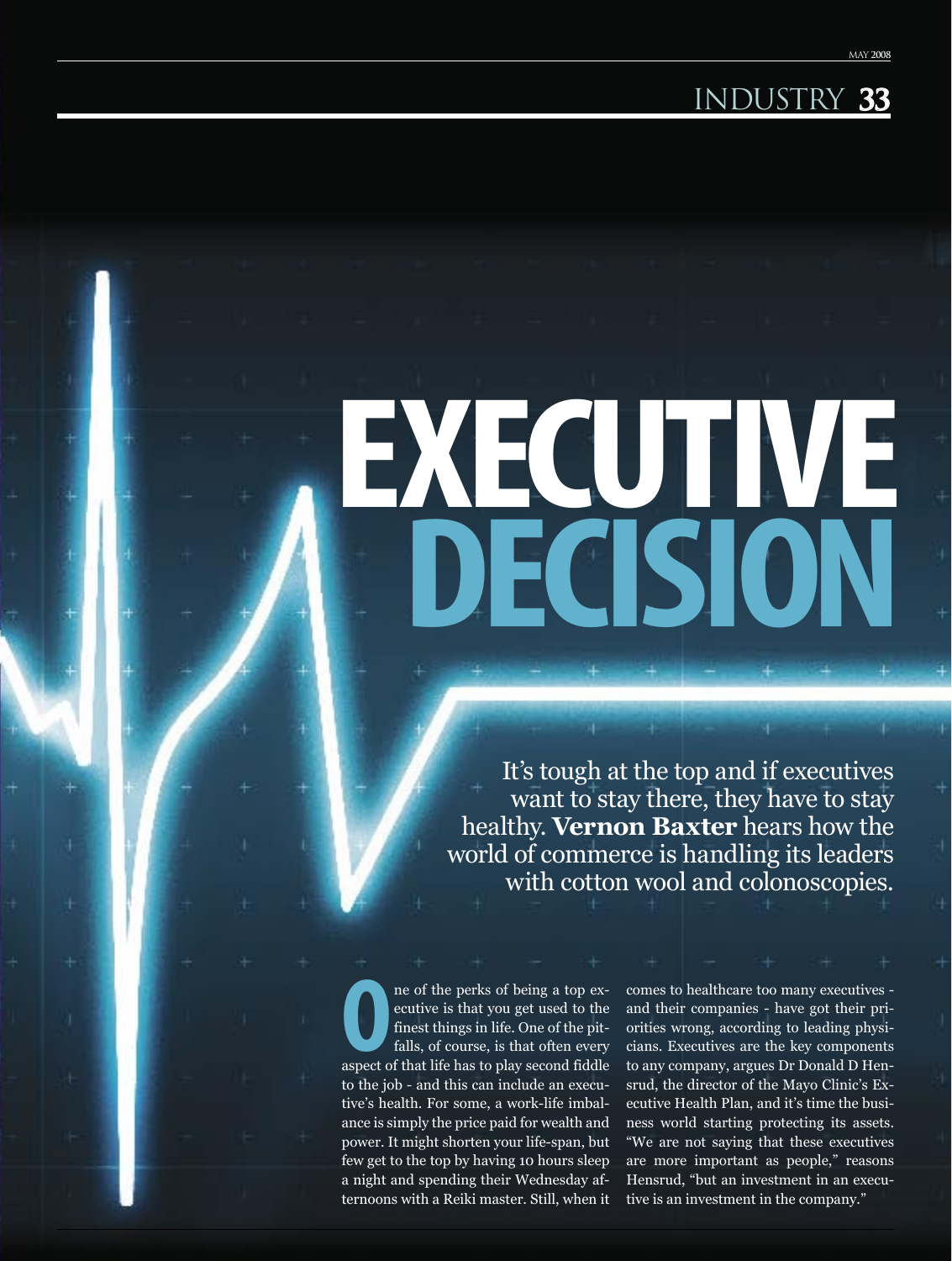# EXECUTIVE DECISION

It's tough at the top and if executives want to stay there, they have to stay healthy. **Vernon Baxter** hears how the world of commerce is handling its leaders with cotton wool and colonoscopies.

One of the perks of being a top executive is that you get used to the finest things in life. One of the pitfalls, of course, is that often every aspect of that life has to play second fiddle to the job - and this can include an executive's health. For some, a work-life imbalance is simply the price paid for wealth and power. It might shorten your life-span, but few get to the top by having 10 hours sleep a night and spending their Wednesday afternoons with a Reiki master. Still, when it comes to healthcare too many executives - and their companies - have got their priorities wrong, according to leading physicians. Executives are the key components to any company, argues Dr Donald D Hensrud, the director of the Mayo Clinic's Executive Health Plan, and it's time the business world starting protecting its assets. "We are not saying that these executives are more important as people," reasons Hensrud, "but an investment in an executive is an investment in the company."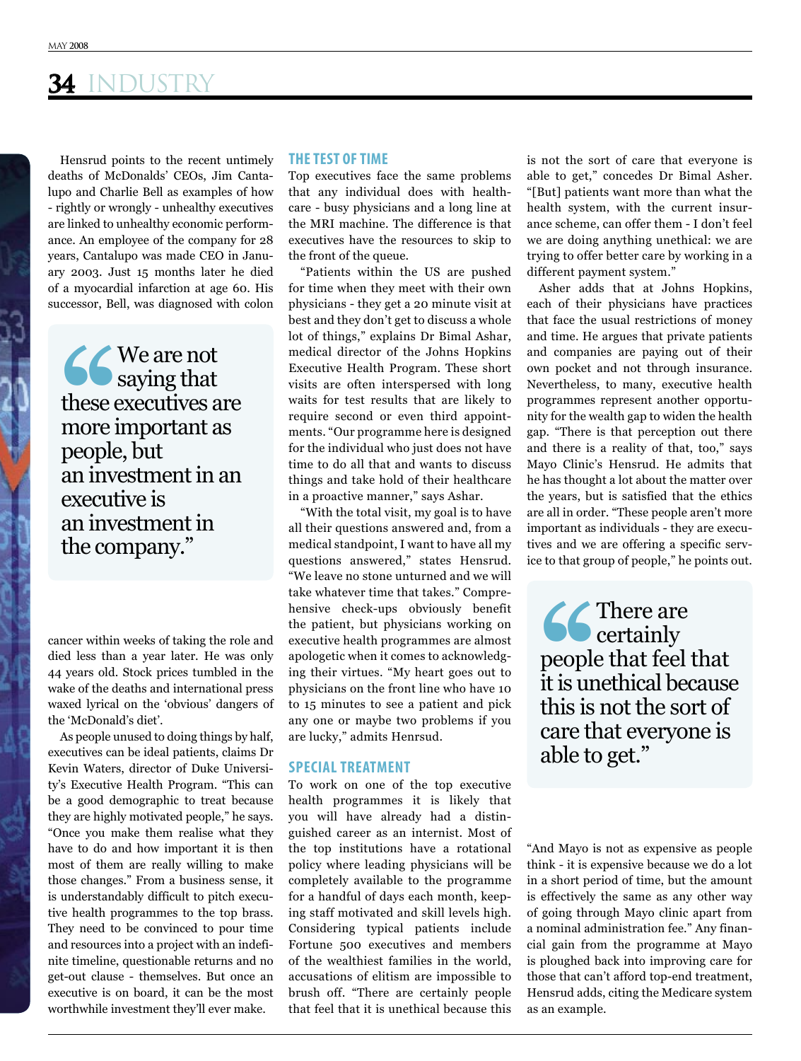Hensrud points to the recent untimely deaths of McDonalds' CEOs, Jim Cantalupo and Charlie Bell as examples of how - rightly or wrongly - unhealthy executives are linked to unhealthy economic performance. An employee of the company for 28 years, Cantalupo was made CEO in January 2003. Just 15 months later he died of a myocardial infarction at age 60. His successor, Bell, was diagnosed with colon cancer within weeks of taking the role and died less than a year later. He was only 44 years old. Stock prices tumbled in the wake of the deaths and international press waxed lyrical on the 'obvious' dangers of the 'McDonald's diet'.

> "We are not saying that these executives are more important as people, but an investment in an executive is an investment in the company."

As people unused to doing things by half, executives can be ideal patients, claims Dr Kevin Waters, director of Duke University's Executive Health Program. "This can be a good demographic to treat because they are highly motivated people," he says. "Once you make them realise what they have to do and how important it is then most of them are really willing to make those changes." From a business sense, it is understandably difficult to pitch executive health programmes to the top brass. They need to be convinced to pour time and resources into a project with an indefinite timeline, questionable returns and no get-out clause - themselves. But once an executive is on board, it can be the most worthwhile investment they'll ever make.

## THE TEST OF TIME

Top executives face the same problems that any individual does with healthcare - busy physicians and a long line at the MRI machine. The difference is that executives have the resources to skip to the front of the queue.

"Patients within the US are pushed for time when they meet with their own physicians - they get a 20 minute visit at best and they don't get to discuss a whole lot of things," explains Dr Bimal Ashar, medical director of the Johns Hopkins Executive Health Program. These short visits are often interspersed with long waits for test results that are likely to require second or even third appointments. "Our programme here is designed for the individual who just does not have time to do all that and wants to discuss things and take hold of their healthcare in a proactive manner," says Ashar.

"With the total visit, my goal is to have all their questions answered and, from a medical standpoint, I want to have all my questions answered," states Hensrud. "We leave no stone unturned and we will take whatever time that takes." Comprehensive check-ups obviously benefit the patient, but physicians working on executive health programmes are almost apologetic when it comes to acknowledging their virtues. "My heart goes out to physicians on the front line who have 10 to 15 minutes to see a patient and pick any one or maybe two problems if you are lucky," admits Hensrud.

## SPECIAL TREATMENT

To work on one of the top executive health programmes it is likely that you will have already had a distinguished career as an internist. Most of the top institutions have a rotational policy where leading physicians will be completely available to the programme for a handful of days each month, keeping staff motivated and skill levels high. Considering typical patients include Fortune 500 executives and members of the wealthiest families in the world, accusations of elitism are impossible to brush off. "There are certainly people that feel that it is unethical because this is not the sort of care that everyone is able to get," concedes Dr Bimal Asher. "[But] patients want more than what the health system, with the current insurance scheme, can offer them - I don't feel we are doing anything unethical: we are trying to offer better care by working in a different payment system."

Asher adds that at Johns Hopkins, each of their physicians have practices that face the usual restrictions of money and time. He argues that private patients and companies are paying out of their own pocket and not through insurance. Nevertheless, to many, executive health programmes represent another opportunity for the wealth gap to widen the health gap. "There is that perception out there and there is a reality of that, too," says Mayo Clinic's Hensrud. He admits that he has thought a lot about the matter over the years, but is satisfied that the ethics are all in order. "These people aren't more important as individuals - they are executives and we are offering a specific service to that group of people," he points out.

> "There are certainly people that feel that it is unethical because this is not the sort of care that everyone is able to get."

"And Mayo is not as expensive as people think - it is expensive because we do a lot in a short period of time, but the amount is effectively the same as any other way of going through Mayo clinic apart from a nominal administration fee." Any financial gain from the programme at Mayo is ploughed back into improving care for those that can't afford top-end treatment, Hensrud adds, citing the Medicare system as an example.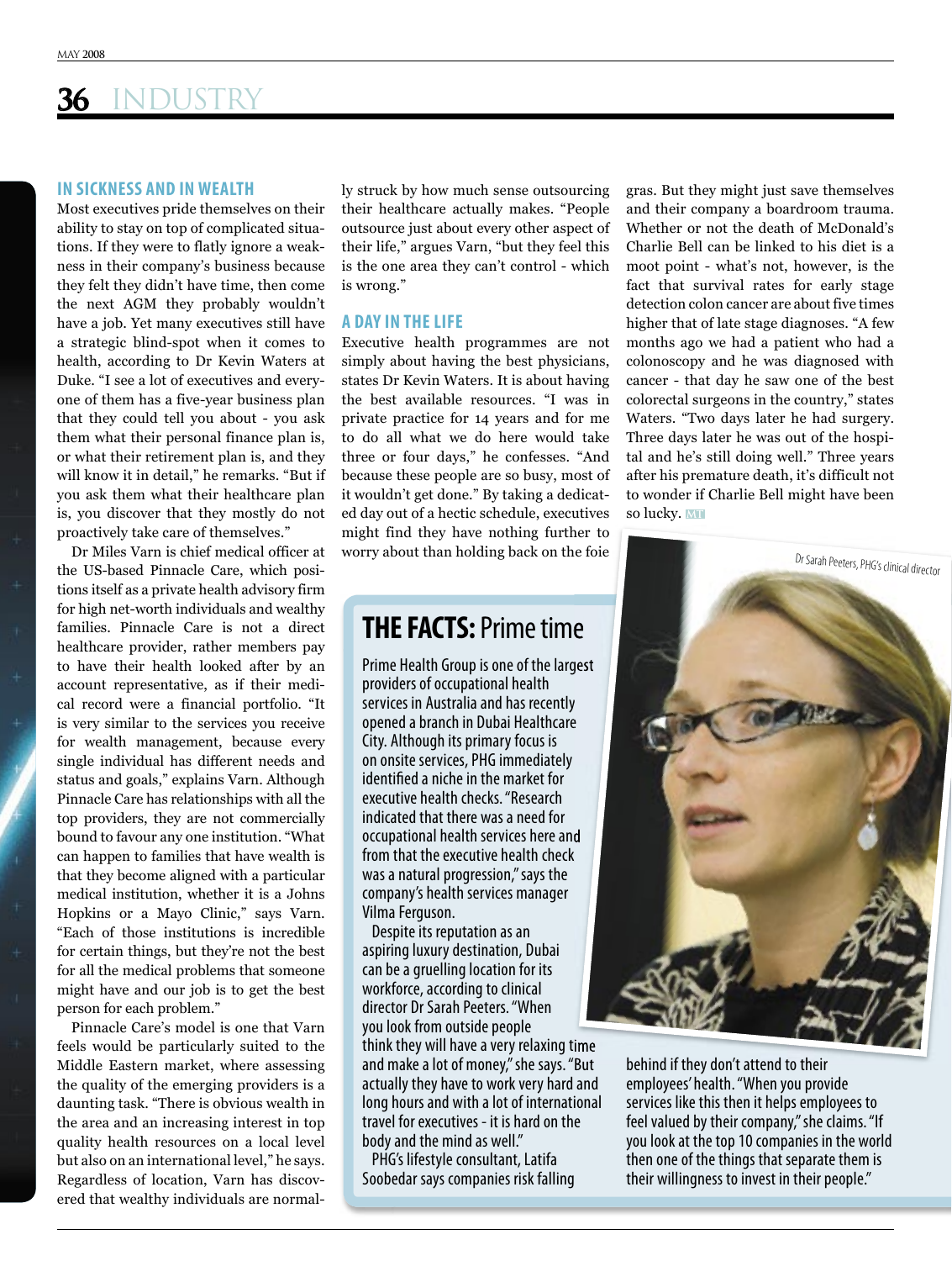## IN SICKNESS AND IN WEALTH

Most executives pride themselves on their ability to stay on top of complicated situations. If they were to flatly ignore a weakness in their company's business because they felt they didn't have time, then come the next AGM they probably wouldn't have a job. Yet many executives still have a strategic blind-spot when it comes to health, according to Dr Kevin Waters at Duke. "I see a lot of executives and everyone of them has a five-year business plan that they could tell you about - you ask them what their personal finance plan is, or what their retirement plan is, and they will know it in detail," he remarks. "But if you ask them what their healthcare plan is, you discover that they mostly do not proactively take care of themselves."

Dr Miles Varn is chief medical officer at the US-based Pinnacle Care, which positions itself as a private health advisory firm for high net-worth individuals and wealthy families. Pinnacle Care is not a direct healthcare provider, rather members pay to have their health looked after by an account representative, as if their medical record were a financial portfolio. "It is very similar to the services you receive for wealth management, because every single individual has different needs and status and goals," explains Varn. Although Pinnacle Care has relationships with all the top providers, they are not commercially bound to favour any one institution. "What can happen to families that have wealth is that they become aligned with a particular medical institution, whether it is a Johns Hopkins or a Mayo Clinic," says Varn. "Each of those institutions is incredible for certain things, but they're not the best for all the medical problems that someone might have and our job is to get the best person for each problem."

Pinnacle Care's model is one that Varn feels would be particularly suited to the Middle Eastern market, where assessing the quality of the emerging providers is a daunting task. "There is obvious wealth in the area and an increasing interest in top quality health resources on a local level but also on an international level," he says. Regardless of location, Varn has discovered that wealthy individuals are normally struck by how much sense outsourcing their healthcare actually makes. "People outsource just about every other aspect of their life," argues Varn, "but they feel this is the one area they can't control - which is wrong."

## A DAY IN THE LIFE

Executive health programmes are not simply about having the best physicians, states Dr Kevin Waters. It is about having the best available resources. "I was in private practice for 14 years and for me to do all what we do here would take three or four days," he confesses. "And because these people are so busy, most of it wouldn't get done." By taking a dedicated day out of a hectic schedule, executives might find they have nothing further to worry about than holding back on the foie gras. But they might just save themselves and their company a boardroom trauma. Whether or not the death of McDonald's Charlie Bell can be linked to his diet is a moot point - what's not, however, is the fact that survival rates for early stage detection colon cancer are about five times higher that of late stage diagnoses. "A few months ago we had a patient who had a colonoscopy and he was diagnosed with cancer - that day he saw one of the best colorectal surgeons in the country," states Waters. "Two days later he had surgery. Three days later he was out of the hospital and he's still doing well." Three years after his premature death, it's difficult not to wonder if Charlie Bell might have been so lucky. MT

## THE FACTS: Prime time

Prime Health Group is one of the largest providers of occupational health services in Australia and has recently opened a branch in Dubai Healthcare City. Although its primary focus is on onsite services, PHG immediately identified a niche in the market for executive health checks. "Research indicated that there was a need for occupational health services here and from that the executive health check was a natural progression," says the company's health services manager Vilma Ferguson.

Despite its reputation as an aspiring luxury destination, Dubai can be a gruelling location for its workforce, according to clinical director Dr Sarah Peeters. "When you look from outside people think they will have a very relaxing time and make a lot of money," she says. "But actually they have to work very hard and long hours and with a lot of international travel for executives - it is hard on the body and the mind as well."

PHG's lifestyle consultant, Latifa Soobedar says companies risk falling behind if they don't attend to their employees' health. "When you provide services like this then it helps employees to feel valued by their company," she claims. "If you look at the top 10 companies in the world then one of the things that separate them is their willingness to invest in their people."

Dr Sarah Peeters, PHG's clinical director